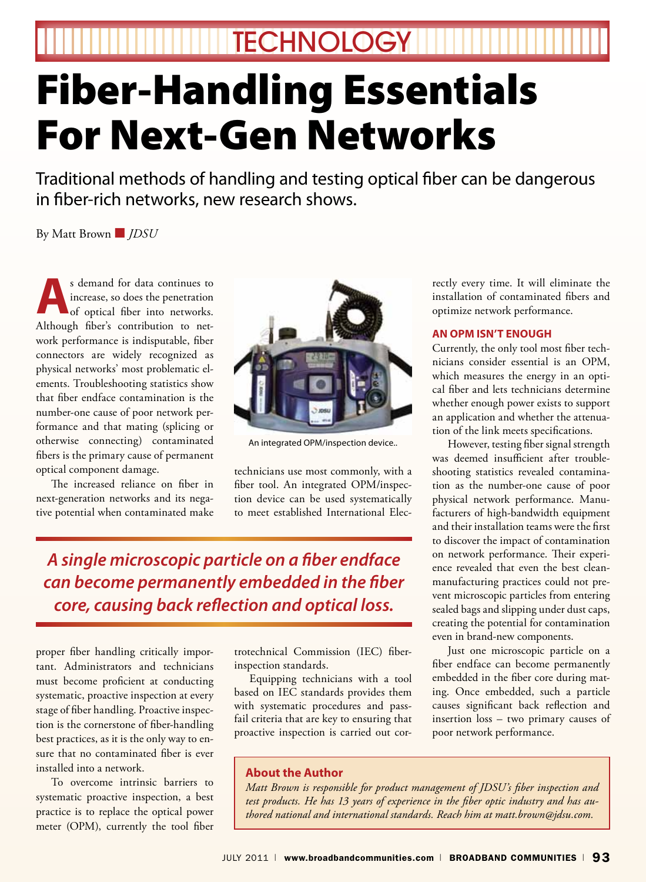TECHNOLOGY

# Fiber-Handling Essentials For Next-Gen Networks

Traditional methods of handling and testing optical fiber can be dangerous in fiber-rich networks, new research shows.

By Matt Brown ■ *JDSU*

As demand for data continues to increase, so does the penetration of optical fiber into networks. Although fiber's contribution to network performance is indisputable, fiber connectors are widely recognized as physical networks' most problematic elements. Troubleshooting statistics show that fiber endface contamination is the number-one cause of poor network performance and that mating (splicing or otherwise connecting) contaminated fibers is the primary cause of permanent optical component damage.

The increased reliance on fiber in next-generation networks and its negative potential when contaminated make proper fiber handling critically important. Administrators and technicians must become proficient at conducting systematic, proactive inspection at every stage of fiber handling. Proactive inspection is the cornerstone of fiber-handling best practices, as it is the only way to ensure that no contaminated fiber is ever installed into a network.

To overcome intrinsic barriers to systematic proactive inspection, a best practice is to replace the optical power meter (OPM), currently the tool fiber technicians use most commonly, with a fiber tool. An integrated OPM/inspection device can be used systematically to meet established International Electrotechnical Commission (IEC) fiber-inspection standards.

An integrated OPM/inspection device..

Equipping technicians with a tool based on IEC standards provides them with systematic procedures and pass-fail criteria that are key to ensuring that proactive inspection is carried out correctly every time. It will eliminate the installation of contaminated fibers and optimize network performance.

> ***A single microscopic particle on a fiber endface can become permanently embedded in the fiber core, causing back reflection and optical loss.***

## AN OPM ISN'T ENOUGH

Currently, the only tool most fiber technicians consider essential is an OPM, which measures the energy in an optical fiber and lets technicians determine whether enough power exists to support an application and whether the attenuation of the link meets specifications.

However, testing fiber signal strength was deemed insufficient after troubleshooting statistics revealed contamination as the number-one cause of poor physical network performance. Manufacturers of high-bandwidth equipment and their installation teams were the first to discover the impact of contamination on network performance. Their experience revealed that even the best clean-manufacturing practices could not prevent microscopic particles from entering sealed bags and slipping under dust caps, creating the potential for contamination even in brand-new components.

Just one microscopic particle on a fiber endface can become permanently embedded in the fiber core during mating. Once embedded, such a particle causes significant back reflection and insertion loss – two primary causes of poor network performance.

### About the Author

*Matt Brown is responsible for product management of JDSU's fiber inspection and test products. He has 13 years of experience in the fiber optic industry and has authored national and international standards. Reach him at matt.brown@jdsu.com.*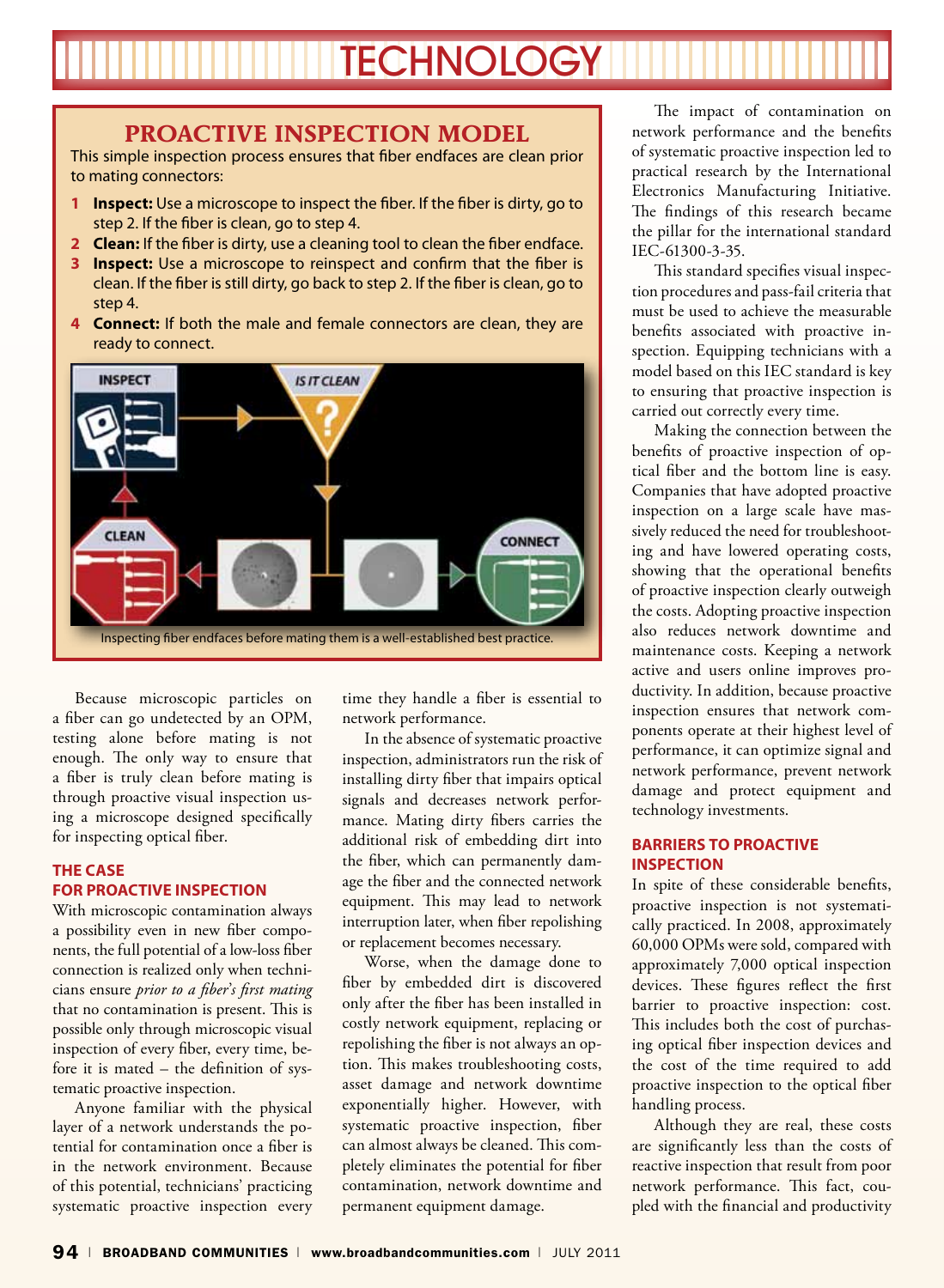## PROACTIVE INSPECTION MODEL

This simple inspection process ensures that fiber endfaces are clean prior to mating connectors:

1. **Inspect:** Use a microscope to inspect the fiber. If the fiber is dirty, go to step 2. If the fiber is clean, go to step 4.
2. **Clean:** If the fiber is dirty, use a cleaning tool to clean the fiber endface.
3. **Inspect:** Use a microscope to reinspect and confirm that the fiber is clean. If the fiber is still dirty, go back to step 2. If the fiber is clean, go to step 4.
4. **Connect:** If both the male and female connectors are clean, they are ready to connect.

INSPECT — IS IT CLEAN — CLEAN — CONNECT

Inspecting fiber endfaces before mating them is a well-established best practice.

Because microscopic particles on a fiber can go undetected by an OPM, testing alone before mating is not enough. The only way to ensure that a fiber is truly clean before mating is through proactive visual inspection using a microscope designed specifically for inspecting optical fiber.

### THE CASE FOR PROACTIVE INSPECTION

With microscopic contamination always a possibility even in new fiber components, the full potential of a low-loss fiber connection is realized only when technicians ensure *prior to a fiber's first mating* that no contamination is present. This is possible only through microscopic visual inspection of every fiber, every time, before it is mated – the definition of systematic proactive inspection.

Anyone familiar with the physical layer of a network understands the potential for contamination once a fiber is in the network environment. Because of this potential, technicians' practicing systematic proactive inspection every time they handle a fiber is essential to network performance.

In the absence of systematic proactive inspection, administrators run the risk of installing dirty fiber that impairs optical signals and decreases network performance. Mating dirty fibers carries the additional risk of embedding dirt into the fiber, which can permanently damage the fiber and the connected network equipment. This may lead to network interruption later, when fiber repolishing or replacement becomes necessary.

Worse, when the damage done to fiber by embedded dirt is discovered only after the fiber has been installed in costly network equipment, replacing or repolishing the fiber is not always an option. This makes troubleshooting costs, asset damage and network downtime exponentially higher. However, with systematic proactive inspection, fiber can almost always be cleaned. This completely eliminates the potential for fiber contamination, network downtime and permanent equipment damage.

The impact of contamination on network performance and the benefits of systematic proactive inspection led to practical research by the International Electronics Manufacturing Initiative. The findings of this research became the pillar for the international standard IEC-61300-3-35.

This standard specifies visual inspection procedures and pass-fail criteria that must be used to achieve the measurable benefits associated with proactive inspection. Equipping technicians with a model based on this IEC standard is key to ensuring that proactive inspection is carried out correctly every time.

Making the connection between the benefits of proactive inspection of optical fiber and the bottom line is easy. Companies that have adopted proactive inspection on a large scale have massively reduced the need for troubleshooting and have lowered operating costs, showing that the operational benefits of proactive inspection clearly outweigh the costs. Adopting proactive inspection also reduces network downtime and maintenance costs. Keeping a network active and users online improves productivity. In addition, because proactive inspection ensures that network components operate at their highest level of performance, it can optimize signal and network performance, prevent network damage and protect equipment and technology investments.

### BARRIERS TO PROACTIVE INSPECTION

In spite of these considerable benefits, proactive inspection is not systematically practiced. In 2008, approximately 60,000 OPMs were sold, compared with approximately 7,000 optical inspection devices. These figures reflect the first barrier to proactive inspection: cost. This includes both the cost of purchasing optical fiber inspection devices and the cost of the time required to add proactive inspection to the optical fiber handling process.

Although they are real, these costs are significantly less than the costs of reactive inspection that result from poor network performance. This fact, coupled with the financial and productivity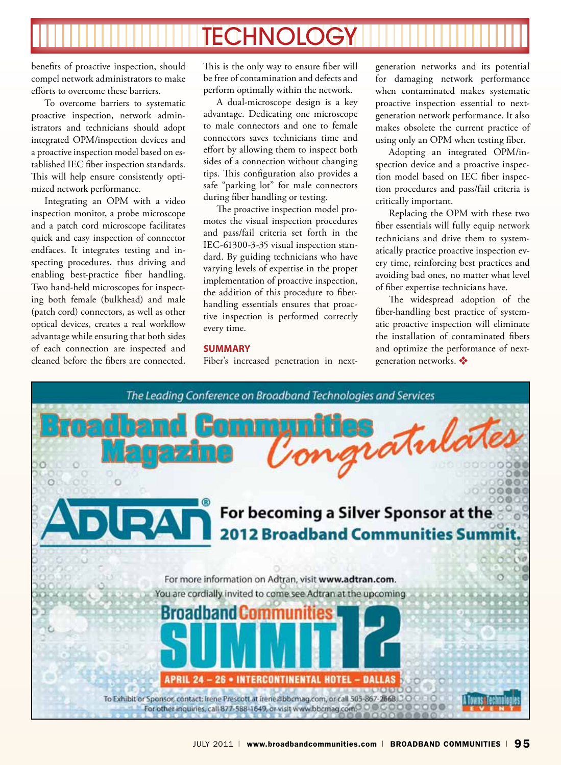benefits of proactive inspection, should compel network administrators to make efforts to overcome these barriers.

To overcome barriers to systematic proactive inspection, network administrators and technicians should adopt integrated OPM/inspection devices and a proactive inspection model based on established IEC fiber inspection standards. This will help ensure consistently optimized network performance.

Integrating an OPM with a video inspection monitor, a probe microscope and a patch cord microscope facilitates quick and easy inspection of connector endfaces. It integrates testing and inspecting procedures, thus driving and enabling best-practice fiber handling. Two hand-held microscopes for inspecting both female (bulkhead) and male (patch cord) connectors, as well as other optical devices, creates a real workflow advantage while ensuring that both sides of each connection are inspected and cleaned before the fibers are connected. This is the only way to ensure fiber will be free of contamination and defects and perform optimally within the network.

A dual-microscope design is a key advantage. Dedicating one microscope to male connectors and one to female connectors saves technicians time and effort by allowing them to inspect both sides of a connection without changing tips. This configuration also provides a safe "parking lot" for male connectors during fiber handling or testing.

The proactive inspection model promotes the visual inspection procedures and pass/fail criteria set forth in the IEC-61300-3-35 visual inspection standard. By guiding technicians who have varying levels of expertise in the proper implementation of proactive inspection, the addition of this procedure to fiber-handling essentials ensures that proactive inspection is performed correctly every time.

## SUMMARY

Fiber's increased penetration in next-generation networks and its potential for damaging network performance when contaminated makes systematic proactive inspection essential to next-generation network performance. It also makes obsolete the current practice of using only an OPM when testing fiber.

Adopting an integrated OPM/inspection device and a proactive inspection model based on IEC fiber inspection procedures and pass/fail criteria is critically important.

Replacing the OPM with these two fiber essentials will fully equip network technicians and drive them to systematically practice proactive inspection every time, reinforcing best practices and avoiding bad ones, no matter what level of fiber expertise technicians have.

The widespread adoption of the fiber-handling best practice of systematic proactive inspection will eliminate the installation of contaminated fibers and optimize the performance of next-generation networks. ❖

---

The Leading Conference on Broadband Technologies and Services

Broadband Communities Magazine *Congratulates*

ADTRAN® For becoming a Silver Sponsor at the 2012 Broadband Communities Summit.

For more information on Adtran, visit **www.adtran.com**.
You are cordially invited to come see Adtran at the upcoming

Broadband Communities SUMMIT 12

APRIL 24 – 26 • INTERCONTINENTAL HOTEL – DALLAS

To Exhibit or Sponsor, contact: Irene Prescott at irene@bbcmag.com, or call 505-867-2668.
For other inquiries, call 877-588-1649, or visit www.bbcmag.com

A Towns & Technologies EVENT